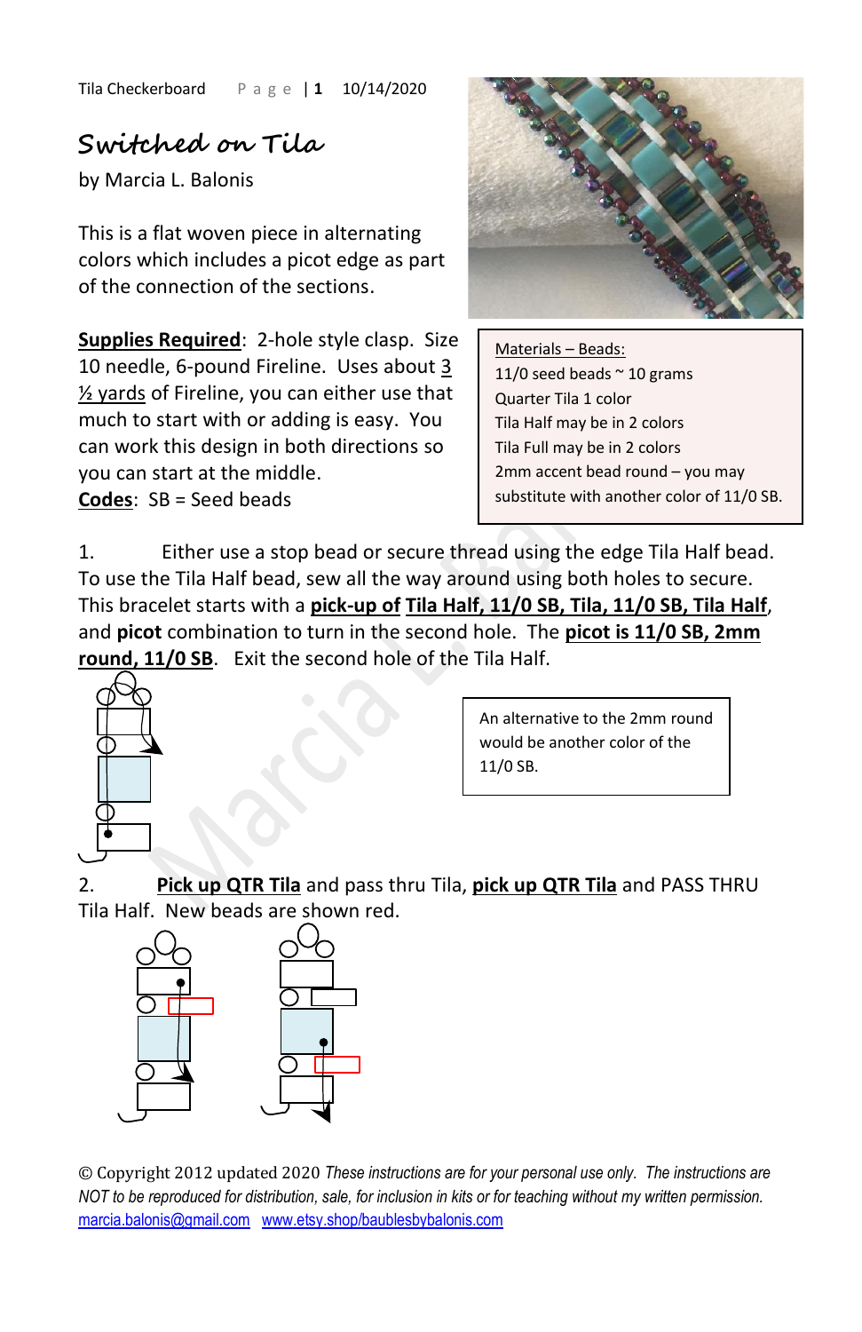# Switched on Tila

by Marcia L. Balonis

This is a flat woven piece in alternating colors which includes a picot edge as part of the connection of the sections.

**Supplies Required**: 2-hole style clasp. Size 10 needle, 6-pound Fireline. Uses about 3 ½ yards of Fireline, you can either use that much to start with or adding is easy. You can work this design in both directions so you can start at the middle.

**Codes**: SB = Seed beads

Materials – Beads:
- 11/0 seed beads ~ 10 grams
- Quarter Tila 1 color
- Tila Half may be in 2 colors
- Tila Full may be in 2 colors
- 2mm accent bead round – you may substitute with another color of 11/0 SB.

1. Either use a stop bead or secure thread using the edge Tila Half bead. To use the Tila Half bead, sew all the way around using both holes to secure. This bracelet starts with a **pick-up of Tila Half, 11/0 SB, Tila, 11/0 SB, Tila Half**, and **picot** combination to turn in the second hole. The **picot is 11/0 SB, 2mm round, 11/0 SB**. Exit the second hole of the Tila Half.

An alternative to the 2mm round would be another color of the 11/0 SB.

2. **Pick up QTR Tila** and pass thru Tila, **pick up QTR Tila** and PASS THRU Tila Half. New beads are shown red.

© Copyright 2012 updated 2020 *These instructions are for your personal use only. The instructions are NOT to be reproduced for distribution, sale, for inclusion in kits or for teaching without my written permission.*
marcia.balonis@gmail.com www.etsy.shop/baublesbybalonis.com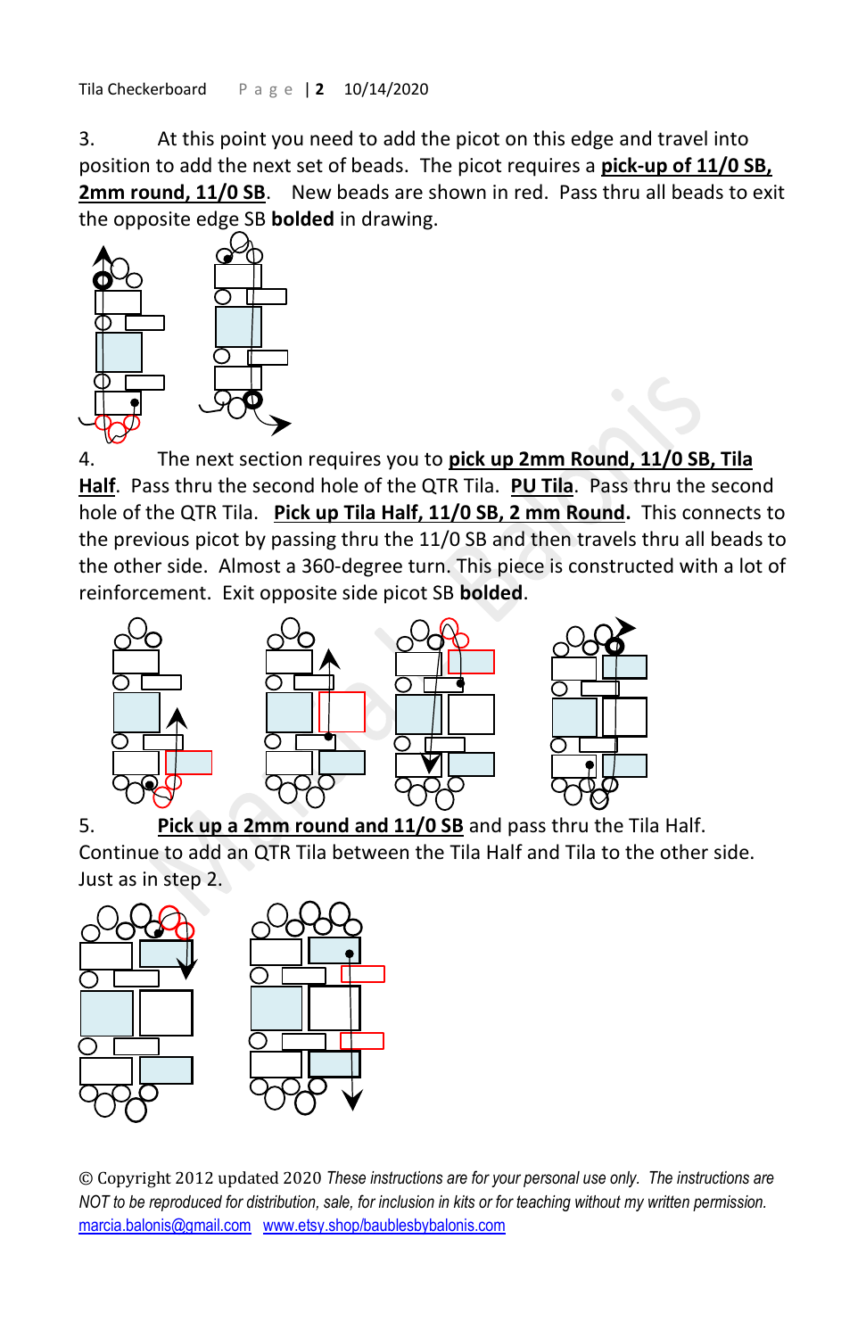3. At this point you need to add the picot on this edge and travel into position to add the next set of beads. The picot requires a **pick-up of 11/0 SB, 2mm round, 11/0 SB**. New beads are shown in red. Pass thru all beads to exit the opposite edge SB **bolded** in drawing.

4. The next section requires you to **pick up 2mm Round, 11/0 SB, Tila Half**. Pass thru the second hole of the QTR Tila. **PU Tila**. Pass thru the second hole of the QTR Tila. **Pick up Tila Half, 11/0 SB, 2 mm Round.** This connects to the previous picot by passing thru the 11/0 SB and then travels thru all beads to the other side. Almost a 360-degree turn. This piece is constructed with a lot of reinforcement. Exit opposite side picot SB **bolded**.

5. **Pick up a 2mm round and 11/0 SB** and pass thru the Tila Half. Continue to add an QTR Tila between the Tila Half and Tila to the other side. Just as in step 2.

© Copyright 2012 updated 2020 *These instructions are for your personal use only. The instructions are NOT to be reproduced for distribution, sale, for inclusion in kits or for teaching without my written permission.* marcia.balonis@gmail.com www.etsy.shop/baublesbybalonis.com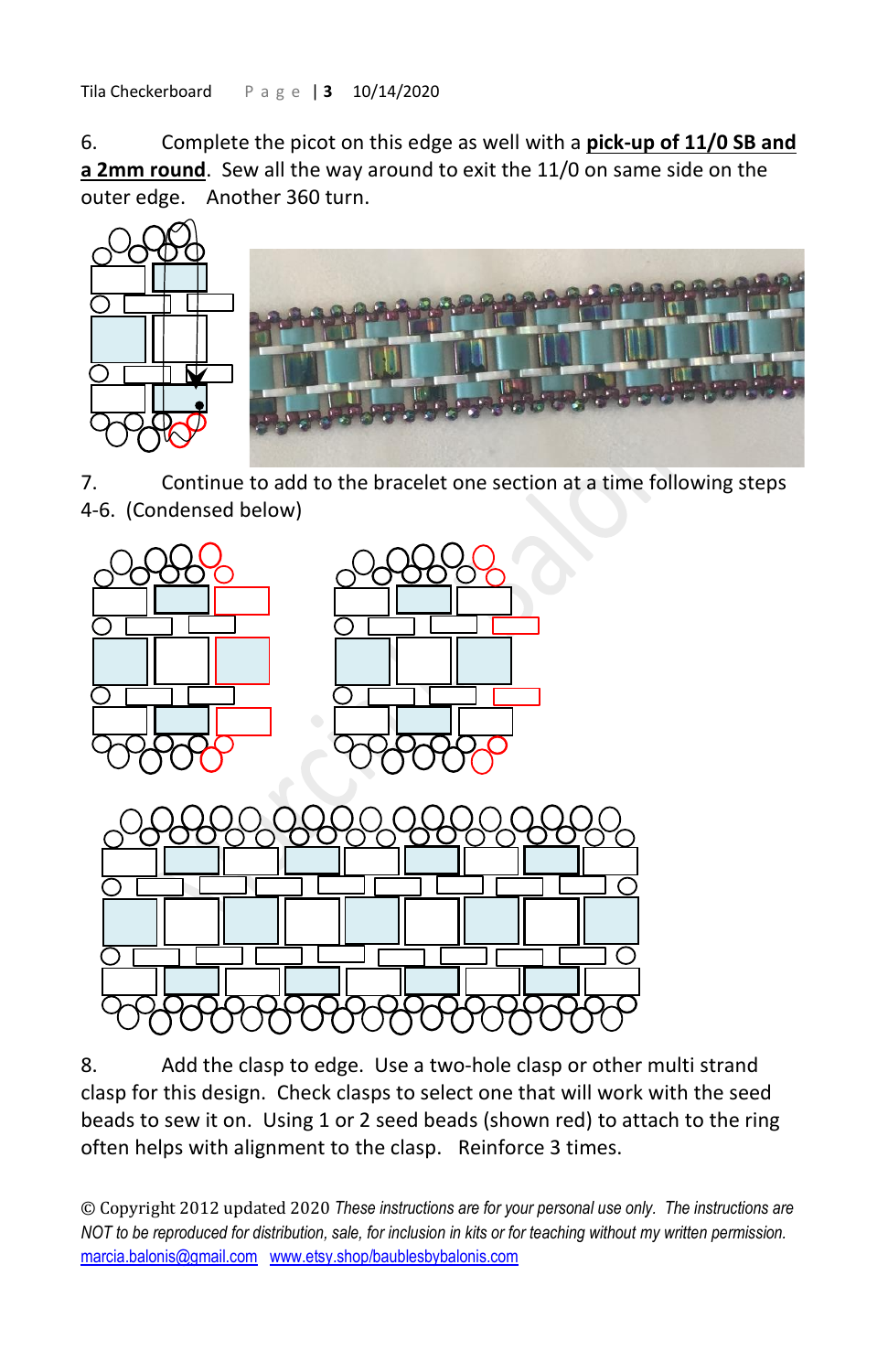6. Complete the picot on this edge as well with a **pick-up of 11/0 SB and a 2mm round**. Sew all the way around to exit the 11/0 on same side on the outer edge. Another 360 turn.

7. Continue to add to the bracelet one section at a time following steps 4-6. (Condensed below)

8. Add the clasp to edge. Use a two-hole clasp or other multi strand clasp for this design. Check clasps to select one that will work with the seed beads to sew it on. Using 1 or 2 seed beads (shown red) to attach to the ring often helps with alignment to the clasp. Reinforce 3 times.

© Copyright 2012 updated 2020 *These instructions are for your personal use only. The instructions are NOT to be reproduced for distribution, sale, for inclusion in kits or for teaching without my written permission.* marcia.balonis@gmail.com www.etsy.shop/baublesbybalonis.com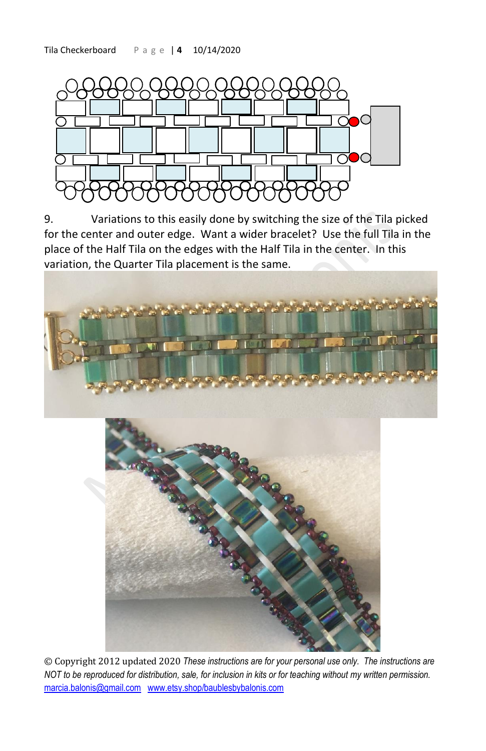9. Variations to this easily done by switching the size of the Tila picked for the center and outer edge. Want a wider bracelet? Use the full Tila in the place of the Half Tila on the edges with the Half Tila in the center. In this variation, the Quarter Tila placement is the same.

© Copyright 2012 updated 2020 *These instructions are for your personal use only. The instructions are NOT to be reproduced for distribution, sale, for inclusion in kits or for teaching without my written permission.*
marcia.balonis@gmail.com www.etsy.shop/baublesbybalonis.com